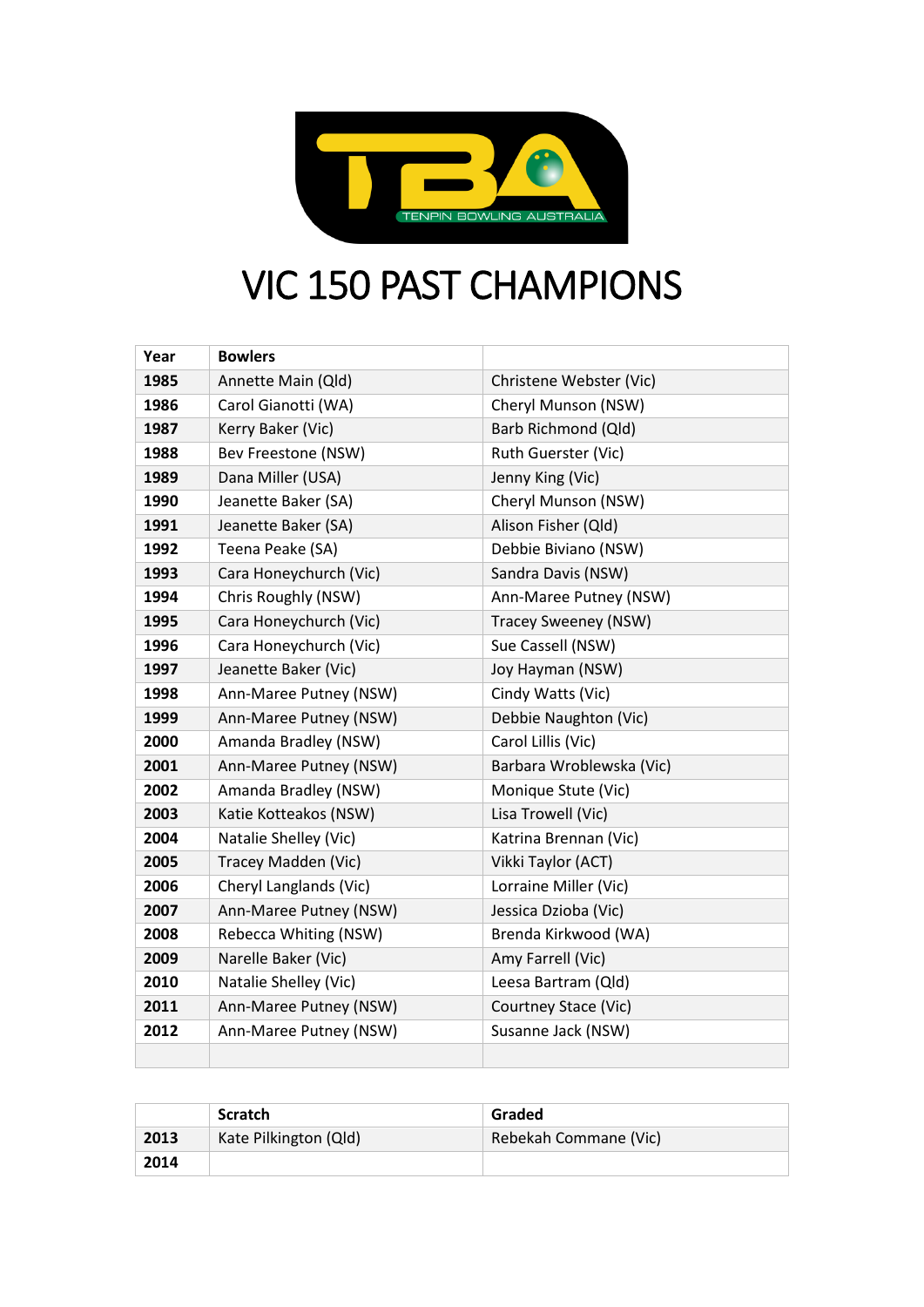# VIC 150 PAST CHAMPIONS

| Year | Bowlers | |
|---|---|---|
| 1985 | Annette Main (Qld) | Christene Webster (Vic) |
| 1986 | Carol Gianotti (WA) | Cheryl Munson (NSW) |
| 1987 | Kerry Baker (Vic) | Barb Richmond (Qld) |
| 1988 | Bev Freestone (NSW) | Ruth Guerster (Vic) |
| 1989 | Dana Miller (USA) | Jenny King (Vic) |
| 1990 | Jeanette Baker (SA) | Cheryl Munson (NSW) |
| 1991 | Jeanette Baker (SA) | Alison Fisher (Qld) |
| 1992 | Teena Peake (SA) | Debbie Biviano (NSW) |
| 1993 | Cara Honeychurch (Vic) | Sandra Davis (NSW) |
| 1994 | Chris Roughly (NSW) | Ann-Maree Putney (NSW) |
| 1995 | Cara Honeychurch (Vic) | Tracey Sweeney (NSW) |
| 1996 | Cara Honeychurch (Vic) | Sue Cassell (NSW) |
| 1997 | Jeanette Baker (Vic) | Joy Hayman (NSW) |
| 1998 | Ann-Maree Putney (NSW) | Cindy Watts (Vic) |
| 1999 | Ann-Maree Putney (NSW) | Debbie Naughton (Vic) |
| 2000 | Amanda Bradley (NSW) | Carol Lillis (Vic) |
| 2001 | Ann-Maree Putney (NSW) | Barbara Wroblewska (Vic) |
| 2002 | Amanda Bradley (NSW) | Monique Stute (Vic) |
| 2003 | Katie Kotteakos (NSW) | Lisa Trowell (Vic) |
| 2004 | Natalie Shelley (Vic) | Katrina Brennan (Vic) |
| 2005 | Tracey Madden (Vic) | Vikki Taylor (ACT) |
| 2006 | Cheryl Langlands (Vic) | Lorraine Miller (Vic) |
| 2007 | Ann-Maree Putney (NSW) | Jessica Dzioba (Vic) |
| 2008 | Rebecca Whiting (NSW) | Brenda Kirkwood (WA) |
| 2009 | Narelle Baker (Vic) | Amy Farrell (Vic) |
| 2010 | Natalie Shelley (Vic) | Leesa Bartram (Qld) |
| 2011 | Ann-Maree Putney (NSW) | Courtney Stace (Vic) |
| 2012 | Ann-Maree Putney (NSW) | Susanne Jack (NSW) |
| | | |

| | Scratch | Graded |
|---|---|---|
| 2013 | Kate Pilkington (Qld) | Rebekah Commane (Vic) |
| 2014 | | |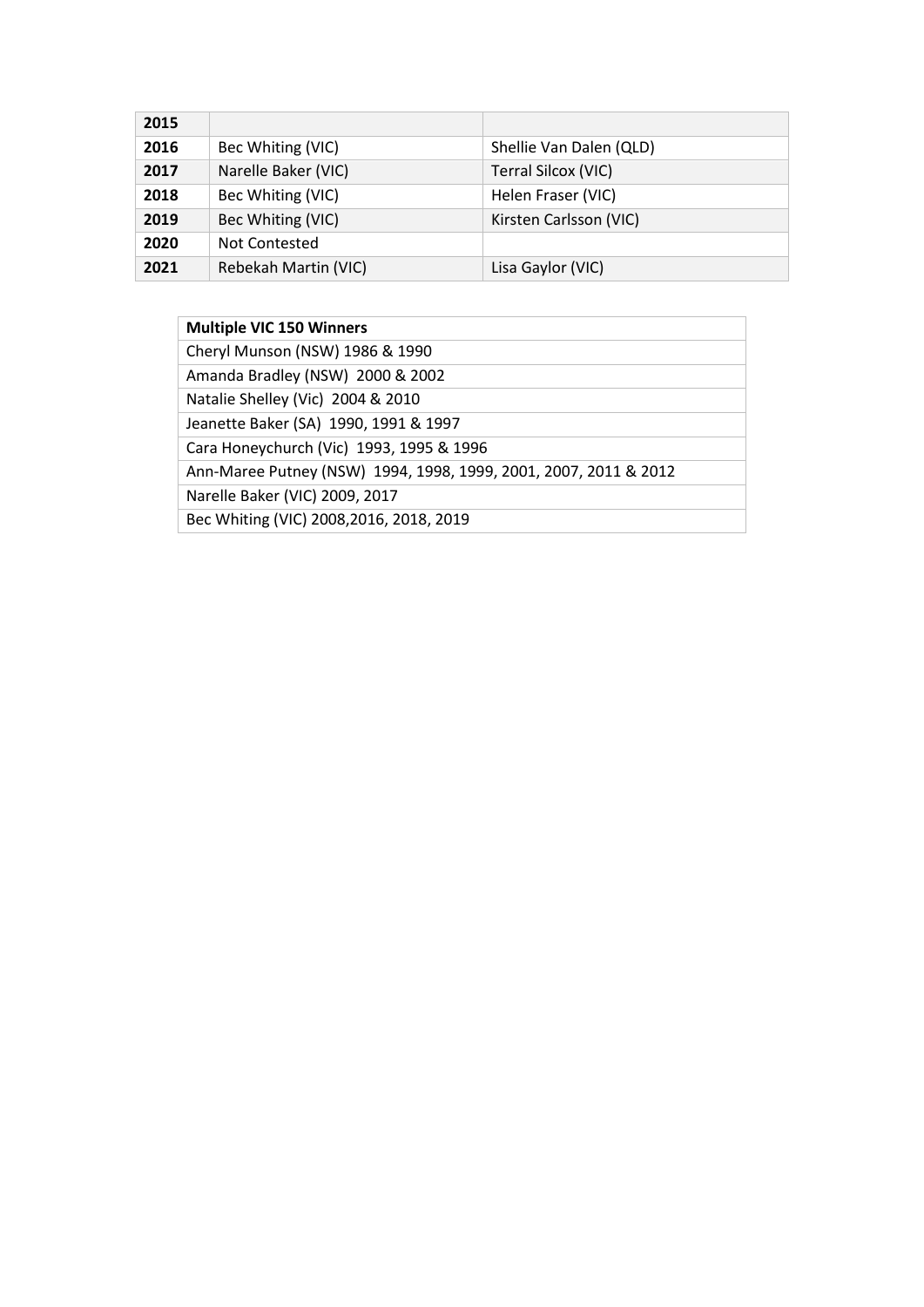| | | |
|---|---|---|
| **2015** | | |
| **2016** | Bec Whiting (VIC) | Shellie Van Dalen (QLD) |
| **2017** | Narelle Baker (VIC) | Terral Silcox (VIC) |
| **2018** | Bec Whiting (VIC) | Helen Fraser (VIC) |
| **2019** | Bec Whiting (VIC) | Kirsten Carlsson (VIC) |
| **2020** | Not Contested | |
| **2021** | Rebekah Martin (VIC) | Lisa Gaylor (VIC) |

| **Multiple VIC 150 Winners** |
|---|
| Cheryl Munson (NSW) 1986 & 1990 |
| Amanda Bradley (NSW) 2000 & 2002 |
| Natalie Shelley (Vic) 2004 & 2010 |
| Jeanette Baker (SA) 1990, 1991 & 1997 |
| Cara Honeychurch (Vic) 1993, 1995 & 1996 |
| Ann-Maree Putney (NSW) 1994, 1998, 1999, 2001, 2007, 2011 & 2012 |
| Narelle Baker (VIC) 2009, 2017 |
| Bec Whiting (VIC) 2008,2016, 2018, 2019 |